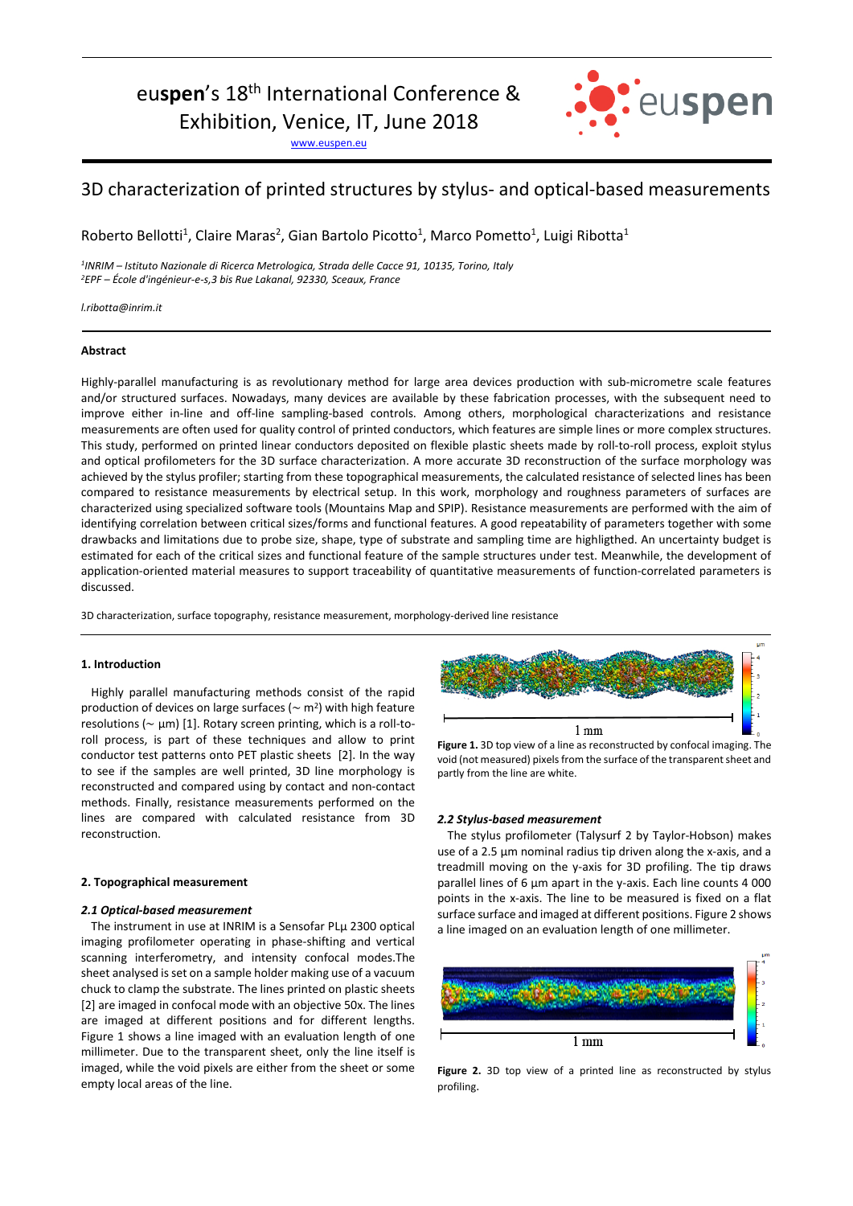euspen's 18th International Conference & Exhibition, Venice, IT, June 2018

www.euspen.eu

# 3D characterization of printed structures by stylus- and optical-based measurements

Roberto Bellotti[1], Claire Maras[2], Gian Bartolo Picotto[1], Marco Pometto[1], Luigi Ribotta[1]

[1]*INRIM – Istituto Nazionale di Ricerca Metrologica, Strada delle Cacce 91, 10135, Torino, Italy*
[2]*EPF – École d'ingénieur-e-s,3 bis Rue Lakanal, 92330, Sceaux, France*

*l.ribotta@inrim.it*

### Abstract

Highly-parallel manufacturing is as revolutionary method for large area devices production with sub-micrometre scale features and/or structured surfaces. Nowadays, many devices are available by these fabrication processes, with the subsequent need to improve either in-line and off-line sampling-based controls. Among others, morphological characterizations and resistance measurements are often used for quality control of printed conductors, which features are simple lines or more complex structures. This study, performed on printed linear conductors deposited on flexible plastic sheets made by roll-to-roll process, exploit stylus and optical profilometers for the 3D surface characterization. A more accurate 3D reconstruction of the surface morphology was achieved by the stylus profiler; starting from these topographical measurements, the calculated resistance of selected lines has been compared to resistance measurements by electrical setup. In this work, morphology and roughness parameters of surfaces are characterized using specialized software tools (Mountains Map and SPIP). Resistance measurements are performed with the aim of identifying correlation between critical sizes/forms and functional features. A good repeatability of parameters together with some drawbacks and limitations due to probe size, shape, type of substrate and sampling time are highligthed. An uncertainty budget is estimated for each of the critical sizes and functional feature of the sample structures under test. Meanwhile, the development of application-oriented material measures to support traceability of quantitative measurements of function-correlated parameters is discussed.

3D characterization, surface topography, resistance measurement, morphology-derived line resistance

### 1. Introduction

Highly parallel manufacturing methods consist of the rapid production of devices on large surfaces (~ m$^2$) with high feature resolutions (~ µm) [1]. Rotary screen printing, which is a roll-to-roll process, is part of these techniques and allow to print conductor test patterns onto PET plastic sheets [2]. In the way to see if the samples are well printed, 3D line morphology is reconstructed and compared using by contact and non-contact methods. Finally, resistance measurements performed on the lines are compared with calculated resistance from 3D reconstruction.

### 2. Topographical measurement

#### *2.1 Optical-based measurement*

The instrument in use at INRIM is a Sensofar PLµ 2300 optical imaging profilometer operating in phase-shifting and vertical scanning interferometry, and intensity confocal modes.The sheet analysed is set on a sample holder making use of a vacuum chuck to clamp the substrate. The lines printed on plastic sheets [2] are imaged in confocal mode with an objective 50x. The lines are imaged at different positions and for different lengths. Figure 1 shows a line imaged with an evaluation length of one millimeter. Due to the transparent sheet, only the line itself is imaged, while the void pixels are either from the sheet or some empty local areas of the line.

**Figure 1.** 3D top view of a line as reconstructed by confocal imaging. The void (not measured) pixels from the surface of the transparent sheet and partly from the line are white.

#### *2.2 Stylus-based measurement*

The stylus profilometer (Talysurf 2 by Taylor-Hobson) makes use of a 2.5 µm nominal radius tip driven along the x-axis, and a treadmill moving on the y-axis for 3D profiling. The tip draws parallel lines of 6 µm apart in the y-axis. Each line counts 4 000 points in the x-axis. The line to be measured is fixed on a flat surface surface and imaged at different positions. Figure 2 shows a line imaged on an evaluation length of one millimeter.

**Figure 2.** 3D top view of a printed line as reconstructed by stylus profiling.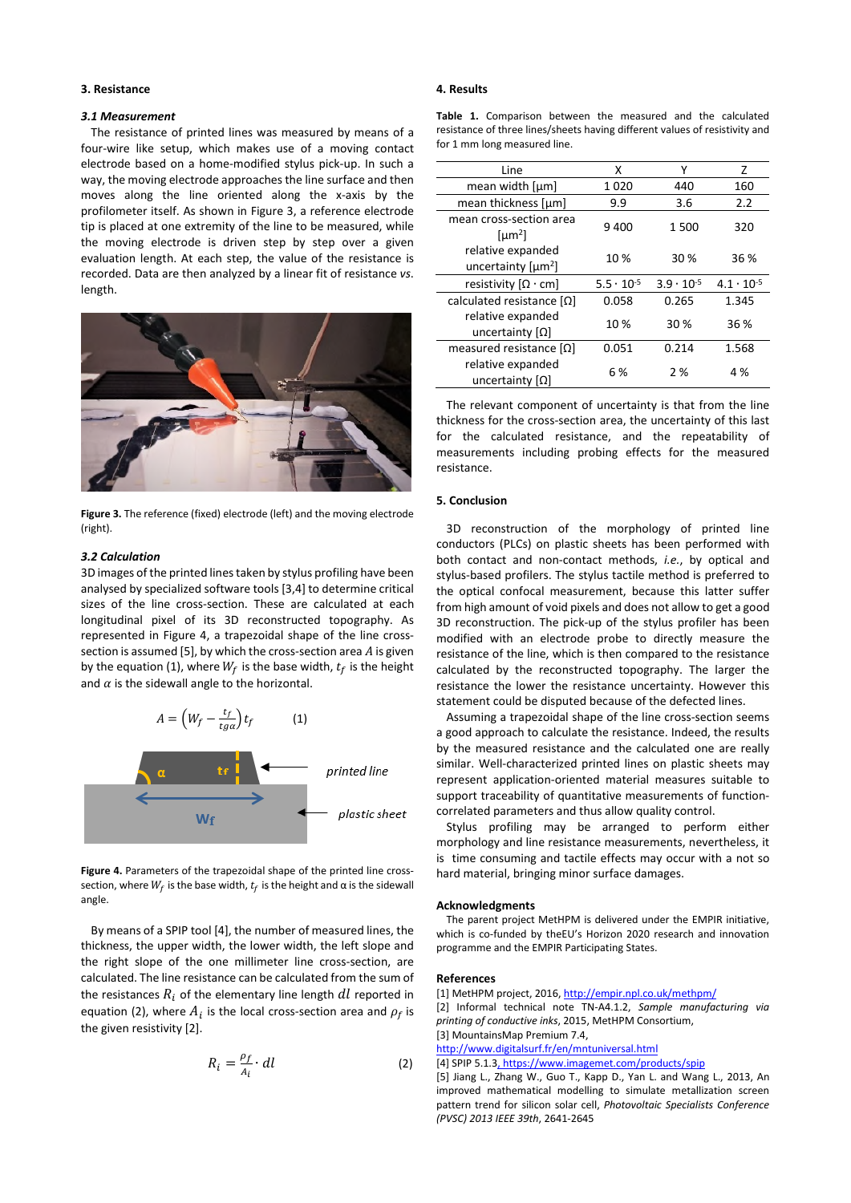## 3. Resistance

### *3.1 Measurement*

The resistance of printed lines was measured by means of a four-wire like setup, which makes use of a moving contact electrode based on a home-modified stylus pick-up. In such a way, the moving electrode approaches the line surface and then moves along the line oriented along the x-axis by the profilometer itself. As shown in Figure 3, a reference electrode tip is placed at one extremity of the line to be measured, while the moving electrode is driven step by step over a given evaluation length. At each step, the value of the resistance is recorded. Data are then analyzed by a linear fit of resistance *vs.* length.

**Figure 3.** The reference (fixed) electrode (left) and the moving electrode (right).

### *3.2 Calculation*

3D images of the printed lines taken by stylus profiling have been analysed by specialized software tools [3,4] to determine critical sizes of the line cross-section. These are calculated at each longitudinal pixel of its 3D reconstructed topography. As represented in Figure 4, a trapezoidal shape of the line cross-section is assumed [5], by which the cross-section area $A$ is given by the equation (1), where $W_f$ is the base width, $t_f$ is the height and $\alpha$ is the sidewall angle to the horizontal.

$$A = \left(W_f - \frac{t_f}{tg\alpha}\right) t_f \qquad (1)$$

α

$t_f$

printed line

$W_f$

plastic sheet

**Figure 4.** Parameters of the trapezoidal shape of the printed line cross-section, where $W_f$ is the base width, $t_f$ is the height and α is the sidewall angle.

By means of a SPIP tool [4], the number of measured lines, the thickness, the upper width, the lower width, the left slope and the right slope of the one millimeter line cross-section, are calculated. The line resistance can be calculated from the sum of the resistances $R_i$ of the elementary line length $dl$ reported in equation (2), where $A_i$ is the local cross-section area and $\rho_f$ is the given resistivity [2].

$$R_i = \frac{\rho_f}{A_i} \cdot dl \qquad (2)$$

## 4. Results

**Table 1.** Comparison between the measured and the calculated resistance of three lines/sheets having different values of resistivity and for 1 mm long measured line.

| Line | X | Y | Z |
|---|---|---|---|
| mean width [µm] | 1 020 | 440 | 160 |
| mean thickness [µm] | 9.9 | 3.6 | 2.2 |
| mean cross-section area [µm²] | 9 400 | 1 500 | 320 |
| relative expanded uncertainty [µm²] | 10 % | 30 % | 36 % |
| resistivity [Ω · cm] | $5.5 \cdot 10^{-5}$ | $3.9 \cdot 10^{-5}$ | $4.1 \cdot 10^{-5}$ |
| calculated resistance [Ω] | 0.058 | 0.265 | 1.345 |
| relative expanded uncertainty [Ω] | 10 % | 30 % | 36 % |
| measured resistance [Ω] | 0.051 | 0.214 | 1.568 |
| relative expanded uncertainty [Ω] | 6 % | 2 % | 4 % |

The relevant component of uncertainty is that from the line thickness for the cross-section area, the uncertainty of this last for the calculated resistance, and the repeatability of measurements including probing effects for the measured resistance.

## 5. Conclusion

3D reconstruction of the morphology of printed line conductors (PLCs) on plastic sheets has been performed with both contact and non-contact methods, *i.e.*, by optical and stylus-based profilers. The stylus tactile method is preferred to the optical confocal measurement, because this latter suffer from high amount of void pixels and does not allow to get a good 3D reconstruction. The pick-up of the stylus profiler has been modified with an electrode probe to directly measure the resistance of the line, which is then compared to the resistance calculated by the reconstructed topography. The larger the resistance the lower the resistance uncertainty. However this statement could be disputed because of the defected lines.

Assuming a trapezoidal shape of the line cross-section seems a good approach to calculate the resistance. Indeed, the results by the measured resistance and the calculated one are really similar. Well-characterized printed lines on plastic sheets may represent application-oriented material measures suitable to support traceability of quantitative measurements of function-correlated parameters and thus allow quality control.

Stylus profiling may be arranged to perform either morphology and line resistance measurements, nevertheless, it is time consuming and tactile effects may occur with a not so hard material, bringing minor surface damages.

### Acknowledgments

The parent project MetHPM is delivered under the EMPIR initiative, which is co-funded by theEU's Horizon 2020 research and innovation programme and the EMPIR Participating States.

### References

[1] MetHPM project, 2016, http://empir.npl.co.uk/methpm/

[2] Informal technical note TN-A4.1.2, *Sample manufacturing via printing of conductive inks*, 2015, MetHPM Consortium,

[3] MountainsMap Premium 7.4, http://www.digitalsurf.fr/en/mntuniversal.html

[4] SPIP 5.1.3, https://www.imagemet.com/products/spip

[5] Jiang L., Zhang W., Guo T., Kapp D., Yan L. and Wang L., 2013, An improved mathematical modelling to simulate metallization screen pattern trend for silicon solar cell, *Photovoltaic Specialists Conference (PVSC) 2013 IEEE 39th*, 2641-2645